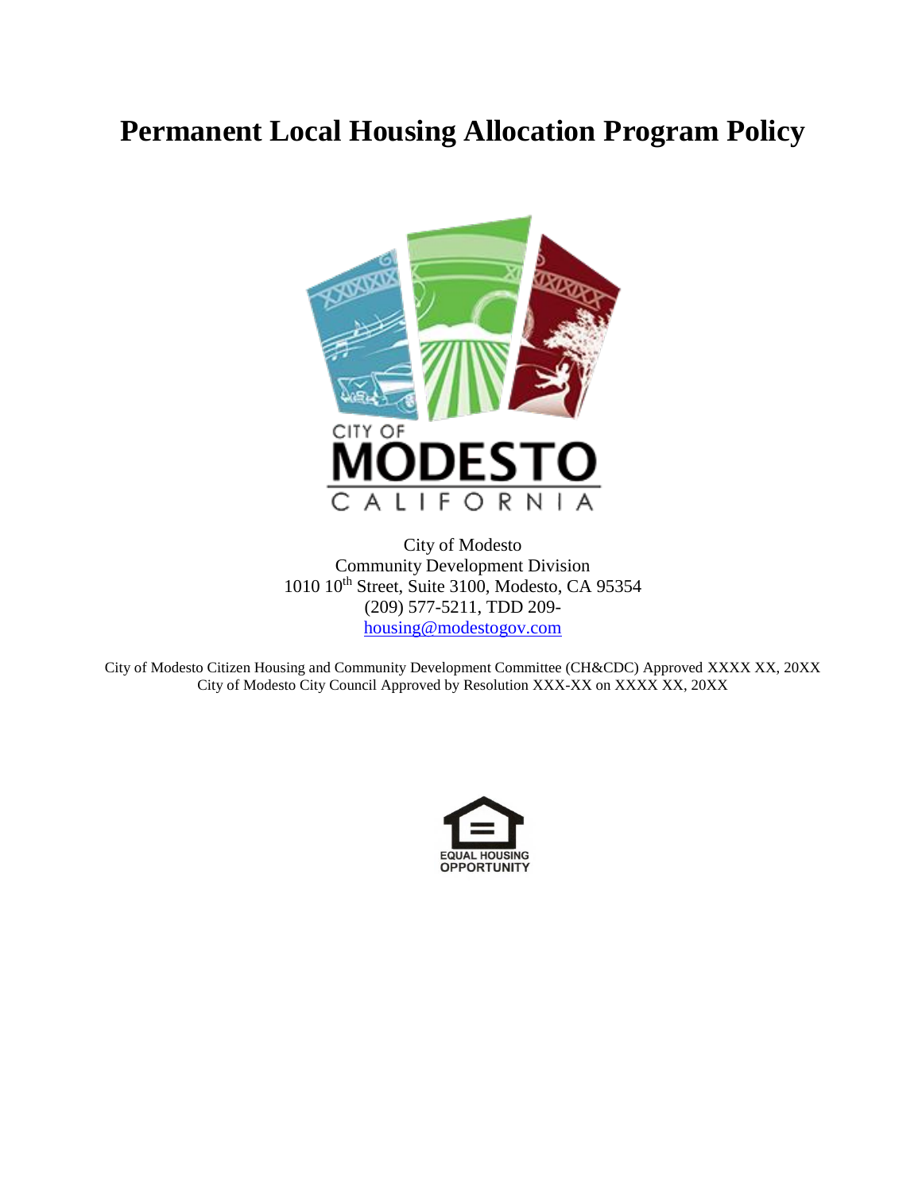# Permanent Local Housing Allocation Program Policy

City of Modesto
Community Development Division
1010 10th Street, Suite 3100, Modesto, CA 95354
(209) 577-5211, TDD 209-
housing@modestogov.com

City of Modesto Citizen Housing and Community Development Committee (CH&CDC) Approved XXXX XX, 20XX
City of Modesto City Council Approved by Resolution XXX-XX on XXXX XX, 20XX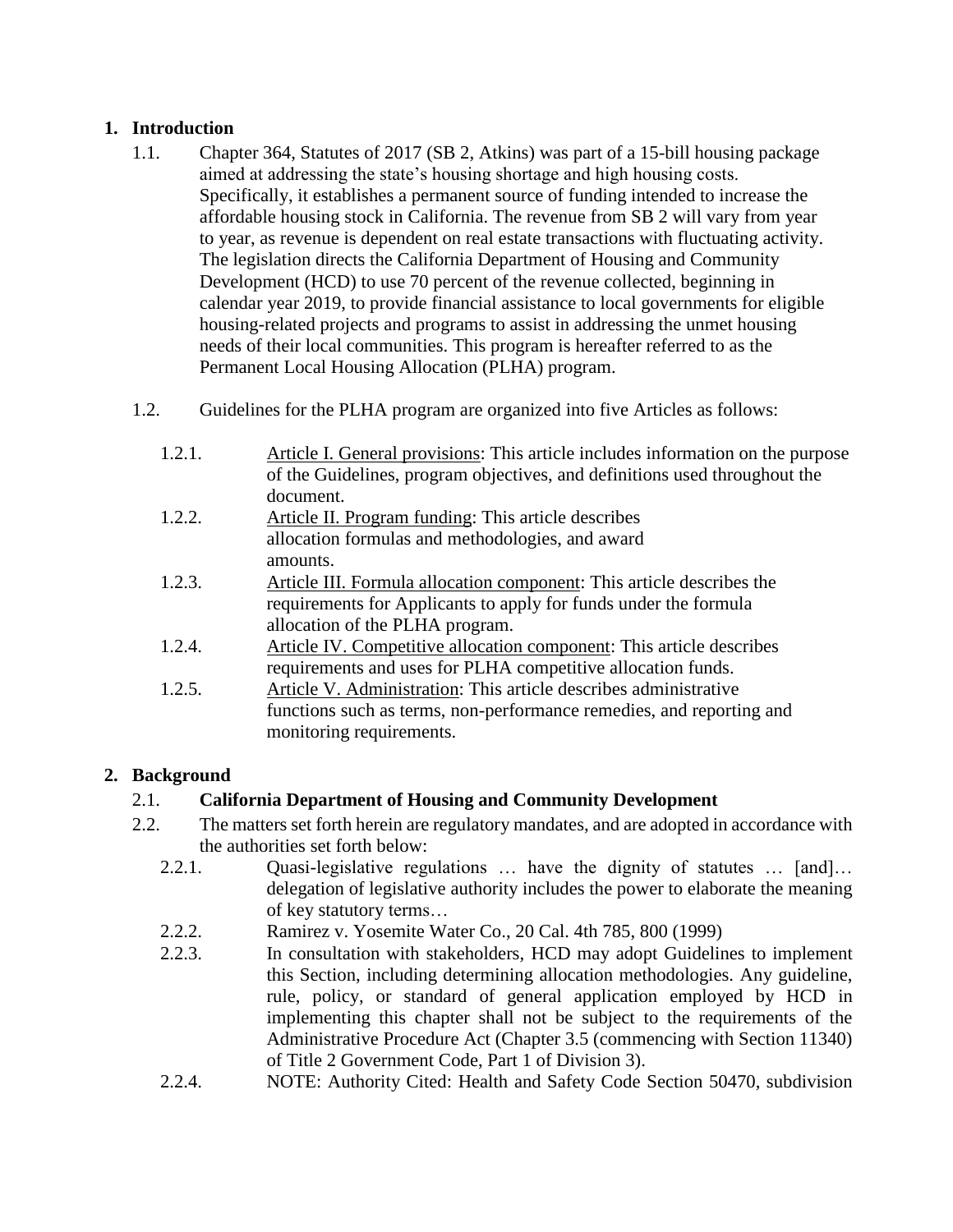## 1. Introduction

1.1. Chapter 364, Statutes of 2017 (SB 2, Atkins) was part of a 15-bill housing package aimed at addressing the state's housing shortage and high housing costs. Specifically, it establishes a permanent source of funding intended to increase the affordable housing stock in California. The revenue from SB 2 will vary from year to year, as revenue is dependent on real estate transactions with fluctuating activity. The legislation directs the California Department of Housing and Community Development (HCD) to use 70 percent of the revenue collected, beginning in calendar year 2019, to provide financial assistance to local governments for eligible housing-related projects and programs to assist in addressing the unmet housing needs of their local communities. This program is hereafter referred to as the Permanent Local Housing Allocation (PLHA) program.

1.2. Guidelines for the PLHA program are organized into five Articles as follows:

1.2.1. Article I. General provisions: This article includes information on the purpose of the Guidelines, program objectives, and definitions used throughout the document.

1.2.2. Article II. Program funding: This article describes allocation formulas and methodologies, and award amounts.

1.2.3. Article III. Formula allocation component: This article describes the requirements for Applicants to apply for funds under the formula allocation of the PLHA program.

1.2.4. Article IV. Competitive allocation component: This article describes requirements and uses for PLHA competitive allocation funds.

1.2.5. Article V. Administration: This article describes administrative functions such as terms, non-performance remedies, and reporting and monitoring requirements.

## 2. Background

2.1. **California Department of Housing and Community Development**

2.2. The matters set forth herein are regulatory mandates, and are adopted in accordance with the authorities set forth below:

2.2.1. Quasi-legislative regulations … have the dignity of statutes … [and]… delegation of legislative authority includes the power to elaborate the meaning of key statutory terms…

2.2.2. Ramirez v. Yosemite Water Co., 20 Cal. 4th 785, 800 (1999)

2.2.3. In consultation with stakeholders, HCD may adopt Guidelines to implement this Section, including determining allocation methodologies. Any guideline, rule, policy, or standard of general application employed by HCD in implementing this chapter shall not be subject to the requirements of the Administrative Procedure Act (Chapter 3.5 (commencing with Section 11340) of Title 2 Government Code, Part 1 of Division 3).

2.2.4. NOTE: Authority Cited: Health and Safety Code Section 50470, subdivision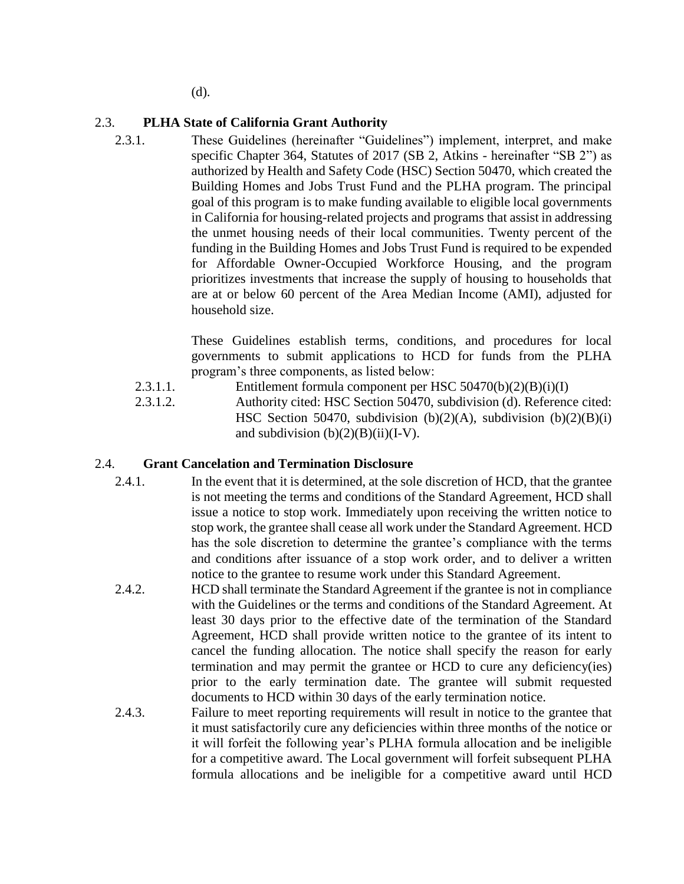(d).

### 2.3. **PLHA State of California Grant Authority**

2.3.1. These Guidelines (hereinafter "Guidelines") implement, interpret, and make specific Chapter 364, Statutes of 2017 (SB 2, Atkins - hereinafter "SB 2") as authorized by Health and Safety Code (HSC) Section 50470, which created the Building Homes and Jobs Trust Fund and the PLHA program. The principal goal of this program is to make funding available to eligible local governments in California for housing-related projects and programs that assist in addressing the unmet housing needs of their local communities. Twenty percent of the funding in the Building Homes and Jobs Trust Fund is required to be expended for Affordable Owner-Occupied Workforce Housing, and the program prioritizes investments that increase the supply of housing to households that are at or below 60 percent of the Area Median Income (AMI), adjusted for household size.

These Guidelines establish terms, conditions, and procedures for local governments to submit applications to HCD for funds from the PLHA program's three components, as listed below:

2.3.1.1. Entitlement formula component per HSC 50470(b)(2)(B)(i)(I)

2.3.1.2. Authority cited: HSC Section 50470, subdivision (d). Reference cited: HSC Section 50470, subdivision (b)(2)(A), subdivision (b)(2)(B)(i) and subdivision (b)(2)(B)(ii)(I-V).

### 2.4. **Grant Cancelation and Termination Disclosure**

2.4.1. In the event that it is determined, at the sole discretion of HCD, that the grantee is not meeting the terms and conditions of the Standard Agreement, HCD shall issue a notice to stop work. Immediately upon receiving the written notice to stop work, the grantee shall cease all work under the Standard Agreement. HCD has the sole discretion to determine the grantee's compliance with the terms and conditions after issuance of a stop work order, and to deliver a written notice to the grantee to resume work under this Standard Agreement.

2.4.2. HCD shall terminate the Standard Agreement if the grantee is not in compliance with the Guidelines or the terms and conditions of the Standard Agreement. At least 30 days prior to the effective date of the termination of the Standard Agreement, HCD shall provide written notice to the grantee of its intent to cancel the funding allocation. The notice shall specify the reason for early termination and may permit the grantee or HCD to cure any deficiency(ies) prior to the early termination date. The grantee will submit requested documents to HCD within 30 days of the early termination notice.

2.4.3. Failure to meet reporting requirements will result in notice to the grantee that it must satisfactorily cure any deficiencies within three months of the notice or it will forfeit the following year's PLHA formula allocation and be ineligible for a competitive award. The Local government will forfeit subsequent PLHA formula allocations and be ineligible for a competitive award until HCD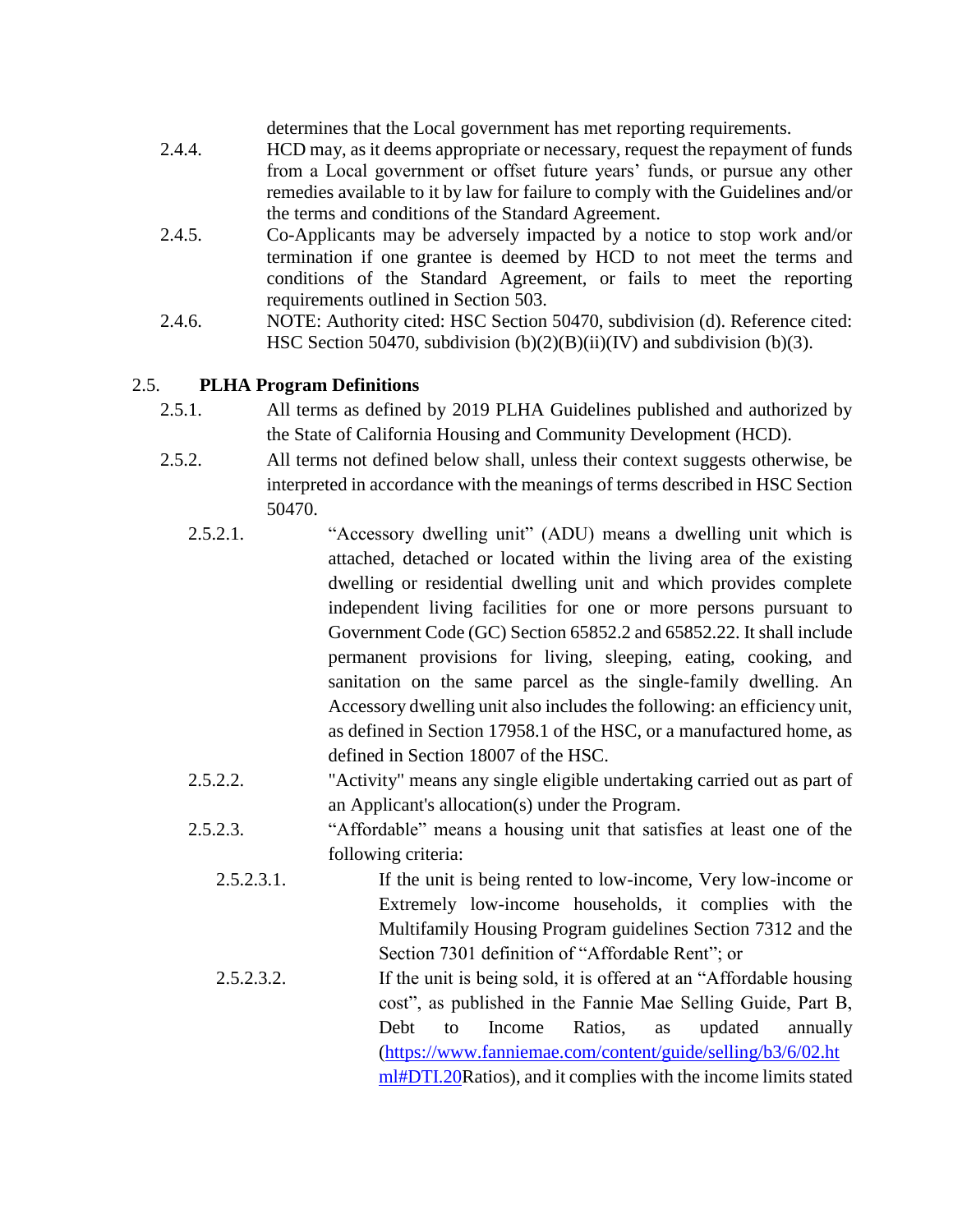determines that the Local government has met reporting requirements.

2.4.4. HCD may, as it deems appropriate or necessary, request the repayment of funds from a Local government or offset future years' funds, or pursue any other remedies available to it by law for failure to comply with the Guidelines and/or the terms and conditions of the Standard Agreement.

2.4.5. Co-Applicants may be adversely impacted by a notice to stop work and/or termination if one grantee is deemed by HCD to not meet the terms and conditions of the Standard Agreement, or fails to meet the reporting requirements outlined in Section 503.

2.4.6. NOTE: Authority cited: HSC Section 50470, subdivision (d). Reference cited: HSC Section 50470, subdivision (b)(2)(B)(ii)(IV) and subdivision (b)(3).

## 2.5. PLHA Program Definitions

2.5.1. All terms as defined by 2019 PLHA Guidelines published and authorized by the State of California Housing and Community Development (HCD).

2.5.2. All terms not defined below shall, unless their context suggests otherwise, be interpreted in accordance with the meanings of terms described in HSC Section 50470.

2.5.2.1. "Accessory dwelling unit" (ADU) means a dwelling unit which is attached, detached or located within the living area of the existing dwelling or residential dwelling unit and which provides complete independent living facilities for one or more persons pursuant to Government Code (GC) Section 65852.2 and 65852.22. It shall include permanent provisions for living, sleeping, eating, cooking, and sanitation on the same parcel as the single-family dwelling. An Accessory dwelling unit also includes the following: an efficiency unit, as defined in Section 17958.1 of the HSC, or a manufactured home, as defined in Section 18007 of the HSC.

2.5.2.2. "Activity" means any single eligible undertaking carried out as part of an Applicant's allocation(s) under the Program.

2.5.2.3. "Affordable" means a housing unit that satisfies at least one of the following criteria:

2.5.2.3.1. If the unit is being rented to low-income, Very low-income or Extremely low-income households, it complies with the Multifamily Housing Program guidelines Section 7312 and the Section 7301 definition of "Affordable Rent"; or

2.5.2.3.2. If the unit is being sold, it is offered at an "Affordable housing cost", as published in the Fannie Mae Selling Guide, Part B, Debt to Income Ratios, as updated annually (https://www.fanniemae.com/content/guide/selling/b3/6/02.html#DTI.20Ratios), and it complies with the income limits stated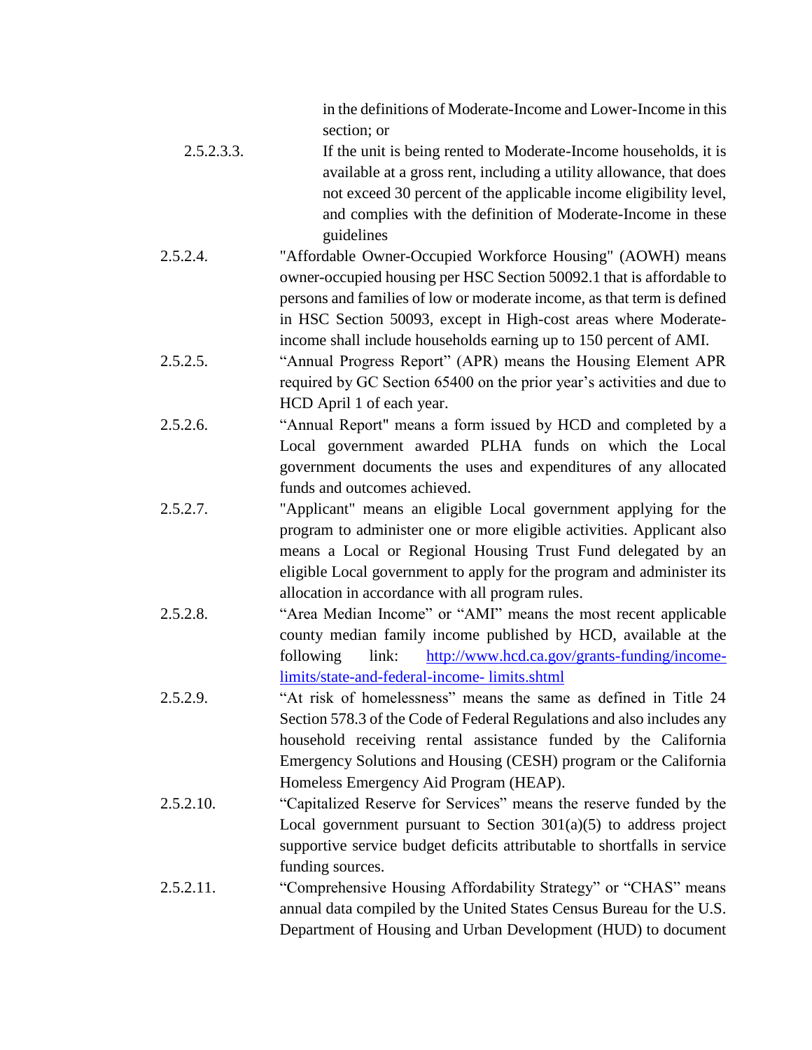in the definitions of Moderate-Income and Lower-Income in this section; or

2.5.2.3.3. If the unit is being rented to Moderate-Income households, it is available at a gross rent, including a utility allowance, that does not exceed 30 percent of the applicable income eligibility level, and complies with the definition of Moderate-Income in these guidelines

2.5.2.4. "Affordable Owner-Occupied Workforce Housing" (AOWH) means owner-occupied housing per HSC Section 50092.1 that is affordable to persons and families of low or moderate income, as that term is defined in HSC Section 50093, except in High-cost areas where Moderate-income shall include households earning up to 150 percent of AMI.

2.5.2.5. "Annual Progress Report" (APR) means the Housing Element APR required by GC Section 65400 on the prior year's activities and due to HCD April 1 of each year.

2.5.2.6. "Annual Report" means a form issued by HCD and completed by a Local government awarded PLHA funds on which the Local government documents the uses and expenditures of any allocated funds and outcomes achieved.

2.5.2.7. "Applicant" means an eligible Local government applying for the program to administer one or more eligible activities. Applicant also means a Local or Regional Housing Trust Fund delegated by an eligible Local government to apply for the program and administer its allocation in accordance with all program rules.

2.5.2.8. "Area Median Income" or "AMI" means the most recent applicable county median family income published by HCD, available at the following link: [http://www.hcd.ca.gov/grants-funding/income-limits/state-and-federal-income- limits.shtml](http://www.hcd.ca.gov/grants-funding/income-limits/state-and-federal-income-limits.shtml)

2.5.2.9. "At risk of homelessness" means the same as defined in Title 24 Section 578.3 of the Code of Federal Regulations and also includes any household receiving rental assistance funded by the California Emergency Solutions and Housing (CESH) program or the California Homeless Emergency Aid Program (HEAP).

2.5.2.10. "Capitalized Reserve for Services" means the reserve funded by the Local government pursuant to Section 301(a)(5) to address project supportive service budget deficits attributable to shortfalls in service funding sources.

2.5.2.11. "Comprehensive Housing Affordability Strategy" or "CHAS" means annual data compiled by the United States Census Bureau for the U.S. Department of Housing and Urban Development (HUD) to document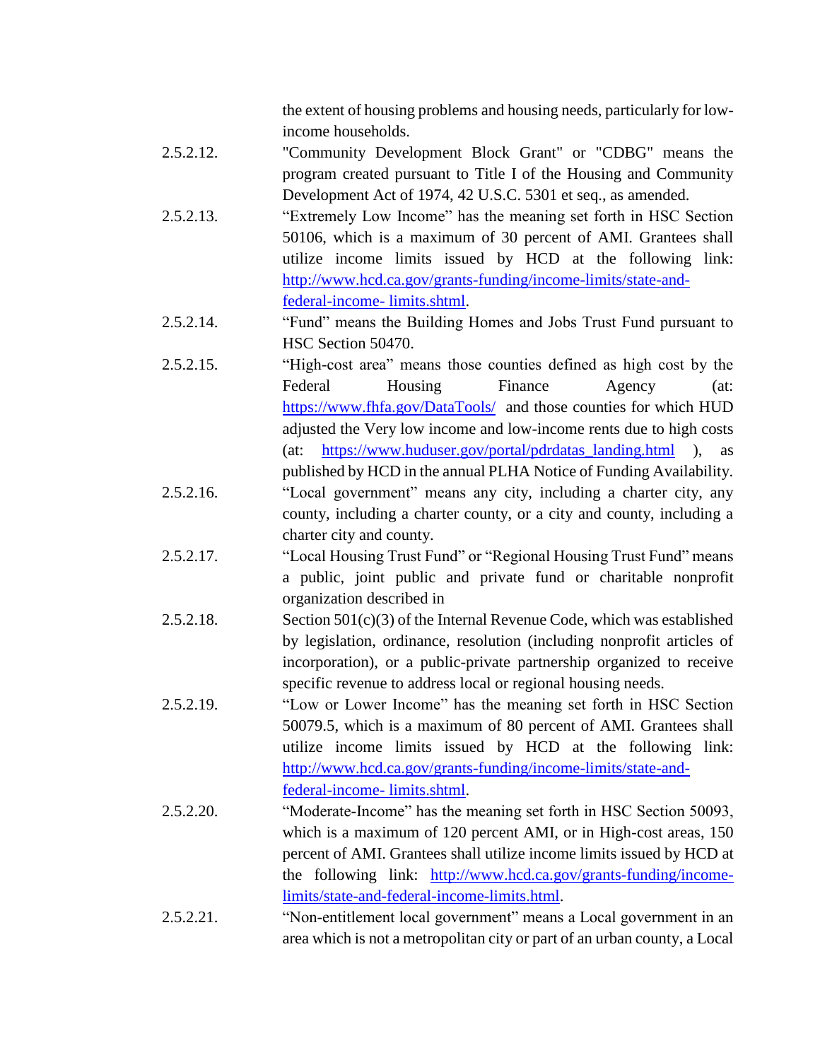the extent of housing problems and housing needs, particularly for low-income households.

2.5.2.12. "Community Development Block Grant" or "CDBG" means the program created pursuant to Title I of the Housing and Community Development Act of 1974, 42 U.S.C. 5301 et seq., as amended.

2.5.2.13. "Extremely Low Income" has the meaning set forth in HSC Section 50106, which is a maximum of 30 percent of AMI. Grantees shall utilize income limits issued by HCD at the following link: [http://www.hcd.ca.gov/grants-funding/income-limits/state-and-federal-income- limits.shtml](http://www.hcd.ca.gov/grants-funding/income-limits/state-and-federal-income-limits.shtml).

2.5.2.14. "Fund" means the Building Homes and Jobs Trust Fund pursuant to HSC Section 50470.

2.5.2.15. "High-cost area" means those counties defined as high cost by the Federal Housing Finance Agency (at: [https://www.fhfa.gov/DataTools/](https://www.fhfa.gov/DataTools/) and those counties for which HUD adjusted the Very low income and low-income rents due to high costs (at: [https://www.huduser.gov/portal/pdrdatas_landing.html](https://www.huduser.gov/portal/pdrdatas_landing.html) ), as published by HCD in the annual PLHA Notice of Funding Availability.

2.5.2.16. "Local government" means any city, including a charter city, any county, including a charter county, or a city and county, including a charter city and county.

2.5.2.17. "Local Housing Trust Fund" or "Regional Housing Trust Fund" means a public, joint public and private fund or charitable nonprofit organization described in

2.5.2.18. Section 501(c)(3) of the Internal Revenue Code, which was established by legislation, ordinance, resolution (including nonprofit articles of incorporation), or a public-private partnership organized to receive specific revenue to address local or regional housing needs.

2.5.2.19. "Low or Lower Income" has the meaning set forth in HSC Section 50079.5, which is a maximum of 80 percent of AMI. Grantees shall utilize income limits issued by HCD at the following link: [http://www.hcd.ca.gov/grants-funding/income-limits/state-and-federal-income- limits.shtml](http://www.hcd.ca.gov/grants-funding/income-limits/state-and-federal-income-limits.shtml).

2.5.2.20. "Moderate-Income" has the meaning set forth in HSC Section 50093, which is a maximum of 120 percent AMI, or in High-cost areas, 150 percent of AMI. Grantees shall utilize income limits issued by HCD at the following link: [http://www.hcd.ca.gov/grants-funding/income-limits/state-and-federal-income-limits.html](http://www.hcd.ca.gov/grants-funding/income-limits/state-and-federal-income-limits.html).

2.5.2.21. "Non-entitlement local government" means a Local government in an area which is not a metropolitan city or part of an urban county, a Local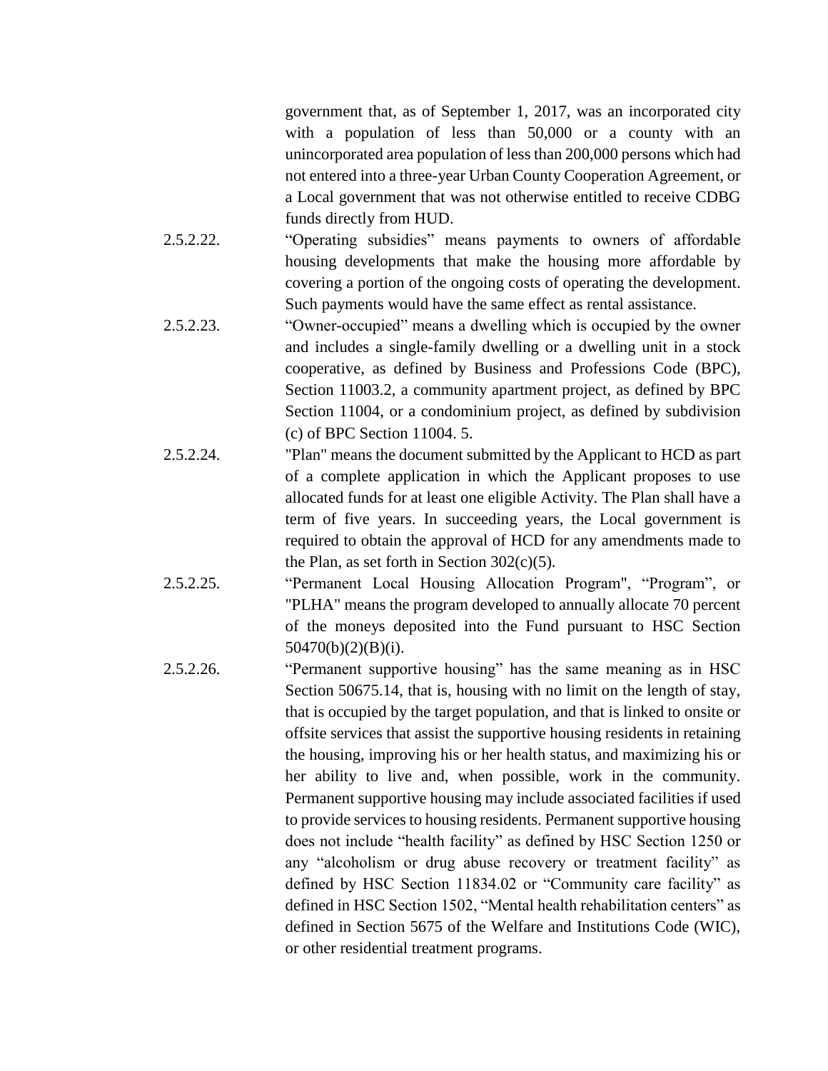government that, as of September 1, 2017, was an incorporated city with a population of less than 50,000 or a county with an unincorporated area population of less than 200,000 persons which had not entered into a three-year Urban County Cooperation Agreement, or a Local government that was not otherwise entitled to receive CDBG funds directly from HUD.

2.5.2.22. "Operating subsidies" means payments to owners of affordable housing developments that make the housing more affordable by covering a portion of the ongoing costs of operating the development. Such payments would have the same effect as rental assistance.

2.5.2.23. "Owner-occupied" means a dwelling which is occupied by the owner and includes a single-family dwelling or a dwelling unit in a stock cooperative, as defined by Business and Professions Code (BPC), Section 11003.2, a community apartment project, as defined by BPC Section 11004, or a condominium project, as defined by subdivision (c) of BPC Section 11004. 5.

2.5.2.24. "Plan" means the document submitted by the Applicant to HCD as part of a complete application in which the Applicant proposes to use allocated funds for at least one eligible Activity. The Plan shall have a term of five years. In succeeding years, the Local government is required to obtain the approval of HCD for any amendments made to the Plan, as set forth in Section 302(c)(5).

2.5.2.25. "Permanent Local Housing Allocation Program", "Program", or "PLHA" means the program developed to annually allocate 70 percent of the moneys deposited into the Fund pursuant to HSC Section 50470(b)(2)(B)(i).

2.5.2.26. "Permanent supportive housing" has the same meaning as in HSC Section 50675.14, that is, housing with no limit on the length of stay, that is occupied by the target population, and that is linked to onsite or offsite services that assist the supportive housing residents in retaining the housing, improving his or her health status, and maximizing his or her ability to live and, when possible, work in the community. Permanent supportive housing may include associated facilities if used to provide services to housing residents. Permanent supportive housing does not include "health facility" as defined by HSC Section 1250 or any "alcoholism or drug abuse recovery or treatment facility" as defined by HSC Section 11834.02 or "Community care facility" as defined in HSC Section 1502, "Mental health rehabilitation centers" as defined in Section 5675 of the Welfare and Institutions Code (WIC), or other residential treatment programs.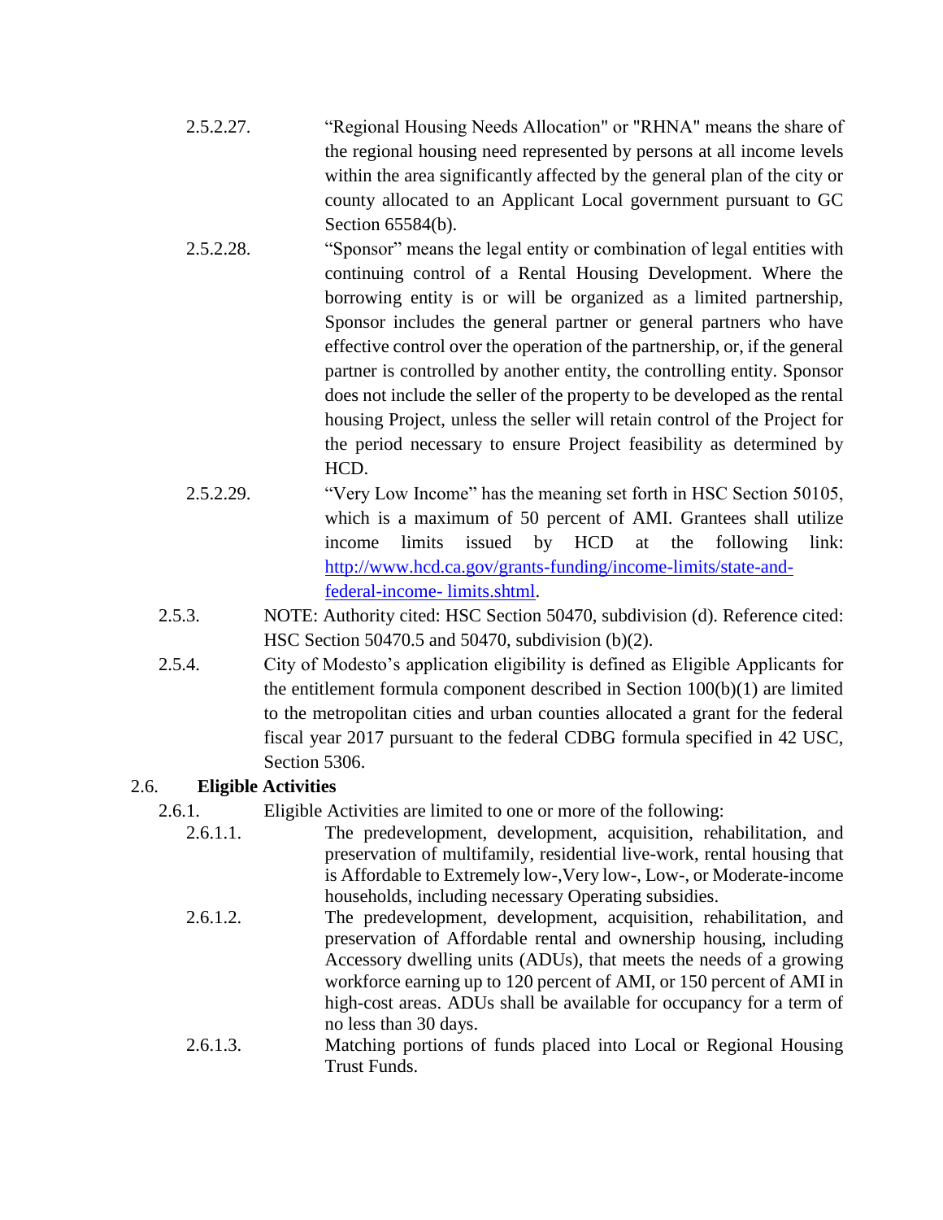2.5.2.27. "Regional Housing Needs Allocation" or "RHNA" means the share of the regional housing need represented by persons at all income levels within the area significantly affected by the general plan of the city or county allocated to an Applicant Local government pursuant to GC Section 65584(b).

2.5.2.28. "Sponsor" means the legal entity or combination of legal entities with continuing control of a Rental Housing Development. Where the borrowing entity is or will be organized as a limited partnership, Sponsor includes the general partner or general partners who have effective control over the operation of the partnership, or, if the general partner is controlled by another entity, the controlling entity. Sponsor does not include the seller of the property to be developed as the rental housing Project, unless the seller will retain control of the Project for the period necessary to ensure Project feasibility as determined by HCD.

2.5.2.29. "Very Low Income" has the meaning set forth in HSC Section 50105, which is a maximum of 50 percent of AMI. Grantees shall utilize income limits issued by HCD at the following link: [http://www.hcd.ca.gov/grants-funding/income-limits/state-and-federal-income- limits.shtml](http://www.hcd.ca.gov/grants-funding/income-limits/state-and-federal-income-limits.shtml).

2.5.3. NOTE: Authority cited: HSC Section 50470, subdivision (d). Reference cited: HSC Section 50470.5 and 50470, subdivision (b)(2).

2.5.4. City of Modesto's application eligibility is defined as Eligible Applicants for the entitlement formula component described in Section 100(b)(1) are limited to the metropolitan cities and urban counties allocated a grant for the federal fiscal year 2017 pursuant to the federal CDBG formula specified in 42 USC, Section 5306.

## 2.6. Eligible Activities

2.6.1. Eligible Activities are limited to one or more of the following:

2.6.1.1. The predevelopment, development, acquisition, rehabilitation, and preservation of multifamily, residential live-work, rental housing that is Affordable to Extremely low-,Very low-, Low-, or Moderate-income households, including necessary Operating subsidies.

2.6.1.2. The predevelopment, development, acquisition, rehabilitation, and preservation of Affordable rental and ownership housing, including Accessory dwelling units (ADUs), that meets the needs of a growing workforce earning up to 120 percent of AMI, or 150 percent of AMI in high-cost areas. ADUs shall be available for occupancy for a term of no less than 30 days.

2.6.1.3. Matching portions of funds placed into Local or Regional Housing Trust Funds.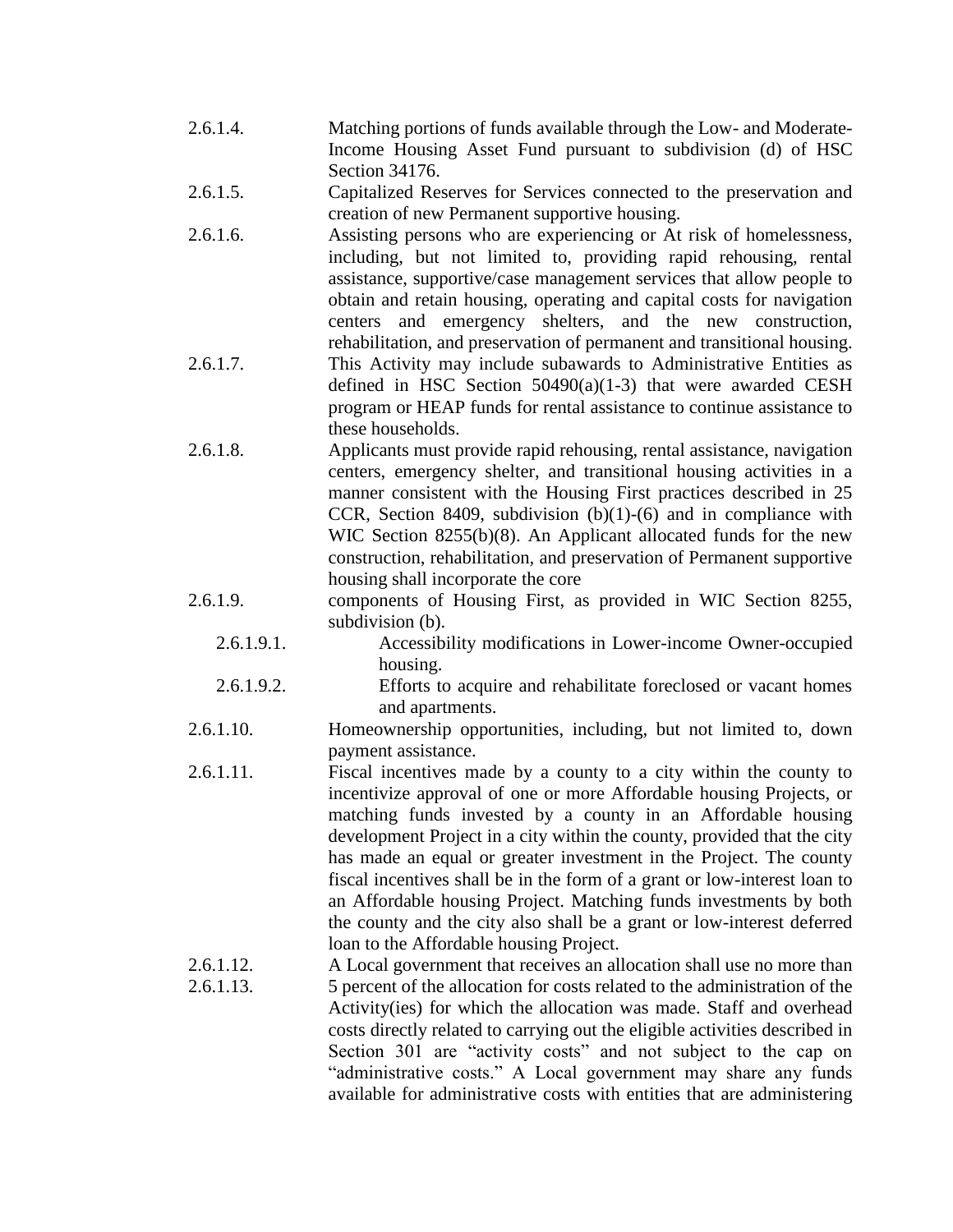2.6.1.4. Matching portions of funds available through the Low- and Moderate-Income Housing Asset Fund pursuant to subdivision (d) of HSC Section 34176.

2.6.1.5. Capitalized Reserves for Services connected to the preservation and creation of new Permanent supportive housing.

2.6.1.6. Assisting persons who are experiencing or At risk of homelessness, including, but not limited to, providing rapid rehousing, rental assistance, supportive/case management services that allow people to obtain and retain housing, operating and capital costs for navigation centers and emergency shelters, and the new construction, rehabilitation, and preservation of permanent and transitional housing.

2.6.1.7. This Activity may include subawards to Administrative Entities as defined in HSC Section 50490(a)(1-3) that were awarded CESH program or HEAP funds for rental assistance to continue assistance to these households.

2.6.1.8. Applicants must provide rapid rehousing, rental assistance, navigation centers, emergency shelter, and transitional housing activities in a manner consistent with the Housing First practices described in 25 CCR, Section 8409, subdivision (b)(1)-(6) and in compliance with WIC Section 8255(b)(8). An Applicant allocated funds for the new construction, rehabilitation, and preservation of Permanent supportive housing shall incorporate the core

2.6.1.9. components of Housing First, as provided in WIC Section 8255, subdivision (b).

- 2.6.1.9.1. Accessibility modifications in Lower-income Owner-occupied housing.
- 2.6.1.9.2. Efforts to acquire and rehabilitate foreclosed or vacant homes and apartments.

2.6.1.10. Homeownership opportunities, including, but not limited to, down payment assistance.

2.6.1.11. Fiscal incentives made by a county to a city within the county to incentivize approval of one or more Affordable housing Projects, or matching funds invested by a county in an Affordable housing development Project in a city within the county, provided that the city has made an equal or greater investment in the Project. The county fiscal incentives shall be in the form of a grant or low-interest loan to an Affordable housing Project. Matching funds investments by both the county and the city also shall be a grant or low-interest deferred loan to the Affordable housing Project.

2.6.1.12. A Local government that receives an allocation shall use no more than

2.6.1.13. 5 percent of the allocation for costs related to the administration of the Activity(ies) for which the allocation was made. Staff and overhead costs directly related to carrying out the eligible activities described in Section 301 are "activity costs" and not subject to the cap on "administrative costs." A Local government may share any funds available for administrative costs with entities that are administering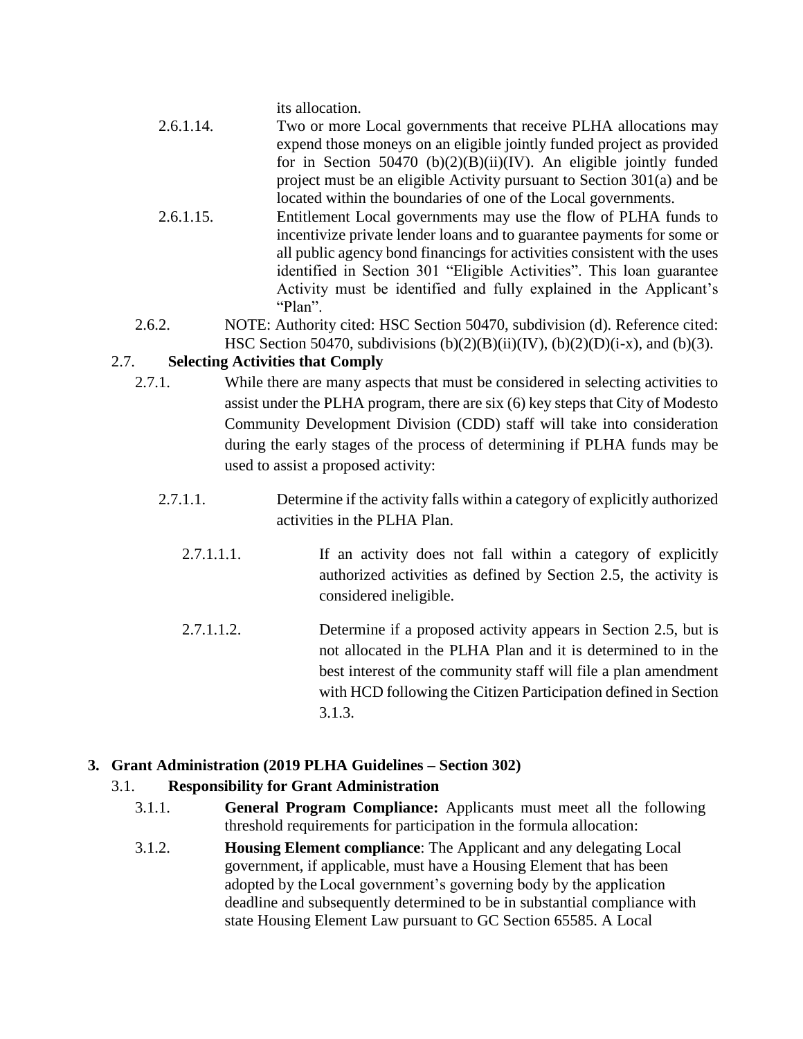its allocation.

2.6.1.14. Two or more Local governments that receive PLHA allocations may expend those moneys on an eligible jointly funded project as provided for in Section 50470 (b)(2)(B)(ii)(IV). An eligible jointly funded project must be an eligible Activity pursuant to Section 301(a) and be located within the boundaries of one of the Local governments.

2.6.1.15. Entitlement Local governments may use the flow of PLHA funds to incentivize private lender loans and to guarantee payments for some or all public agency bond financings for activities consistent with the uses identified in Section 301 "Eligible Activities". This loan guarantee Activity must be identified and fully explained in the Applicant's "Plan".

2.6.2. NOTE: Authority cited: HSC Section 50470, subdivision (d). Reference cited: HSC Section 50470, subdivisions (b)(2)(B)(ii)(IV), (b)(2)(D)(i-x), and (b)(3).

2.7. **Selecting Activities that Comply**

2.7.1. While there are many aspects that must be considered in selecting activities to assist under the PLHA program, there are six (6) key steps that City of Modesto Community Development Division (CDD) staff will take into consideration during the early stages of the process of determining if PLHA funds may be used to assist a proposed activity:

2.7.1.1. Determine if the activity falls within a category of explicitly authorized activities in the PLHA Plan.

2.7.1.1.1. If an activity does not fall within a category of explicitly authorized activities as defined by Section 2.5, the activity is considered ineligible.

2.7.1.1.2. Determine if a proposed activity appears in Section 2.5, but is not allocated in the PLHA Plan and it is determined to in the best interest of the community staff will file a plan amendment with HCD following the Citizen Participation defined in Section 3.1.3.

## 3. Grant Administration (2019 PLHA Guidelines – Section 302)

3.1. **Responsibility for Grant Administration**

3.1.1. **General Program Compliance:** Applicants must meet all the following threshold requirements for participation in the formula allocation:

3.1.2. **Housing Element compliance**: The Applicant and any delegating Local government, if applicable, must have a Housing Element that has been adopted by the Local government's governing body by the application deadline and subsequently determined to be in substantial compliance with state Housing Element Law pursuant to GC Section 65585. A Local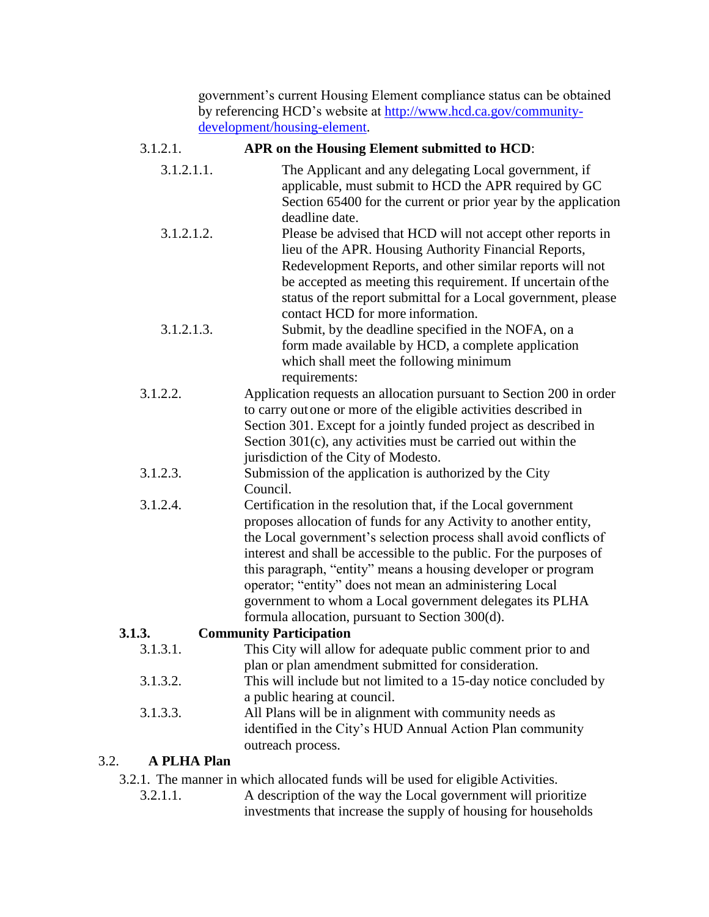government's current Housing Element compliance status can be obtained by referencing HCD's website at [http://www.hcd.ca.gov/community-development/housing-element](http://www.hcd.ca.gov/community-development/housing-element).

3.1.2.1. **APR on the Housing Element submitted to HCD**:

3.1.2.1.1. The Applicant and any delegating Local government, if applicable, must submit to HCD the APR required by GC Section 65400 for the current or prior year by the application deadline date.

3.1.2.1.2. Please be advised that HCD will not accept other reports in lieu of the APR. Housing Authority Financial Reports, Redevelopment Reports, and other similar reports will not be accepted as meeting this requirement. If uncertain of the status of the report submittal for a Local government, please contact HCD for more information.

3.1.2.1.3. Submit, by the deadline specified in the NOFA, on a form made available by HCD, a complete application which shall meet the following minimum requirements:

3.1.2.2. Application requests an allocation pursuant to Section 200 in order to carry out one or more of the eligible activities described in Section 301. Except for a jointly funded project as described in Section 301(c), any activities must be carried out within the jurisdiction of the City of Modesto.

3.1.2.3. Submission of the application is authorized by the City Council.

3.1.2.4. Certification in the resolution that, if the Local government proposes allocation of funds for any Activity to another entity, the Local government's selection process shall avoid conflicts of interest and shall be accessible to the public. For the purposes of this paragraph, "entity" means a housing developer or program operator; "entity" does not mean an administering Local government to whom a Local government delegates its PLHA formula allocation, pursuant to Section 300(d).

**3.1.3. Community Participation**

3.1.3.1. This City will allow for adequate public comment prior to and plan or plan amendment submitted for consideration.

3.1.3.2. This will include but not limited to a 15-day notice concluded by a public hearing at council.

3.1.3.3. All Plans will be in alignment with community needs as identified in the City's HUD Annual Action Plan community outreach process.

## 3.2. A PLHA Plan

3.2.1. The manner in which allocated funds will be used for eligible Activities.

3.2.1.1. A description of the way the Local government will prioritize investments that increase the supply of housing for households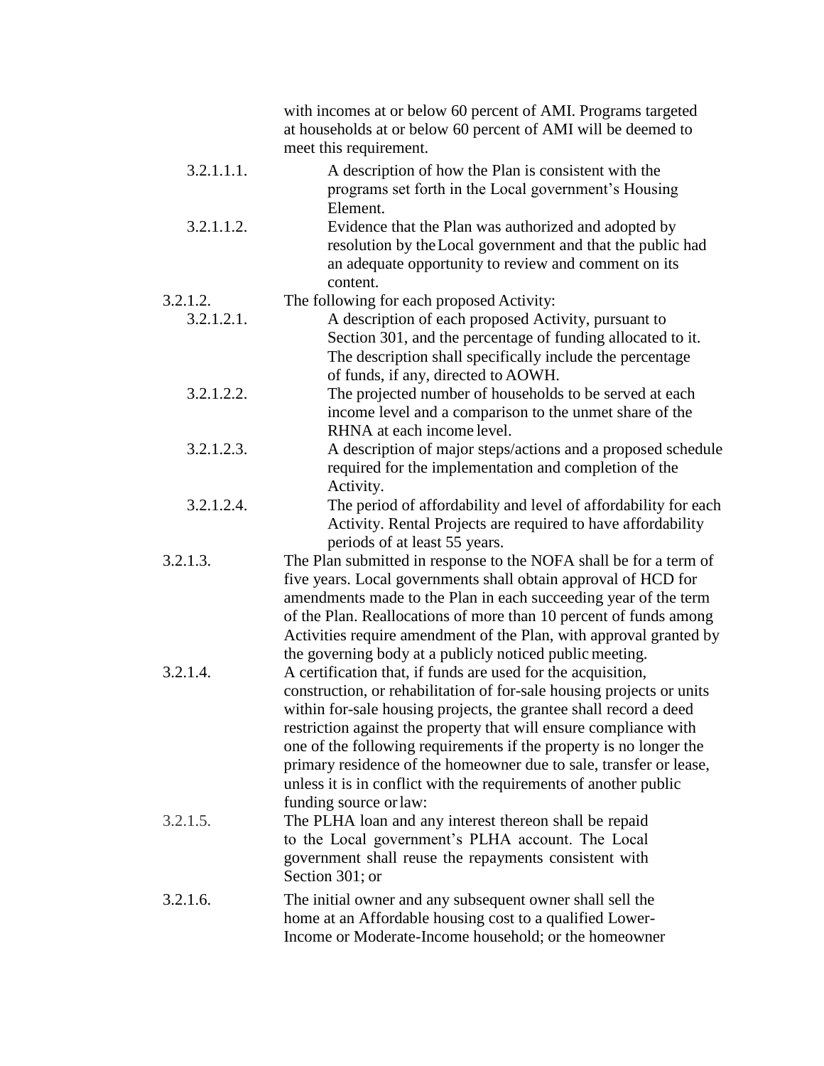with incomes at or below 60 percent of AMI. Programs targeted at households at or below 60 percent of AMI will be deemed to meet this requirement.

3.2.1.1.1. A description of how the Plan is consistent with the programs set forth in the Local government's Housing Element.

3.2.1.1.2. Evidence that the Plan was authorized and adopted by resolution by the Local government and that the public had an adequate opportunity to review and comment on its content.

3.2.1.2. The following for each proposed Activity:

3.2.1.2.1. A description of each proposed Activity, pursuant to Section 301, and the percentage of funding allocated to it. The description shall specifically include the percentage of funds, if any, directed to AOWH.

3.2.1.2.2. The projected number of households to be served at each income level and a comparison to the unmet share of the RHNA at each income level.

3.2.1.2.3. A description of major steps/actions and a proposed schedule required for the implementation and completion of the Activity.

3.2.1.2.4. The period of affordability and level of affordability for each Activity. Rental Projects are required to have affordability periods of at least 55 years.

3.2.1.3. The Plan submitted in response to the NOFA shall be for a term of five years. Local governments shall obtain approval of HCD for amendments made to the Plan in each succeeding year of the term of the Plan. Reallocations of more than 10 percent of funds among Activities require amendment of the Plan, with approval granted by the governing body at a publicly noticed public meeting.

3.2.1.4. A certification that, if funds are used for the acquisition, construction, or rehabilitation of for-sale housing projects or units within for-sale housing projects, the grantee shall record a deed restriction against the property that will ensure compliance with one of the following requirements if the property is no longer the primary residence of the homeowner due to sale, transfer or lease, unless it is in conflict with the requirements of another public funding source or law:

3.2.1.5. The PLHA loan and any interest thereon shall be repaid to the Local government's PLHA account. The Local government shall reuse the repayments consistent with Section 301; or

3.2.1.6. The initial owner and any subsequent owner shall sell the home at an Affordable housing cost to a qualified Lower-Income or Moderate-Income household; or the homeowner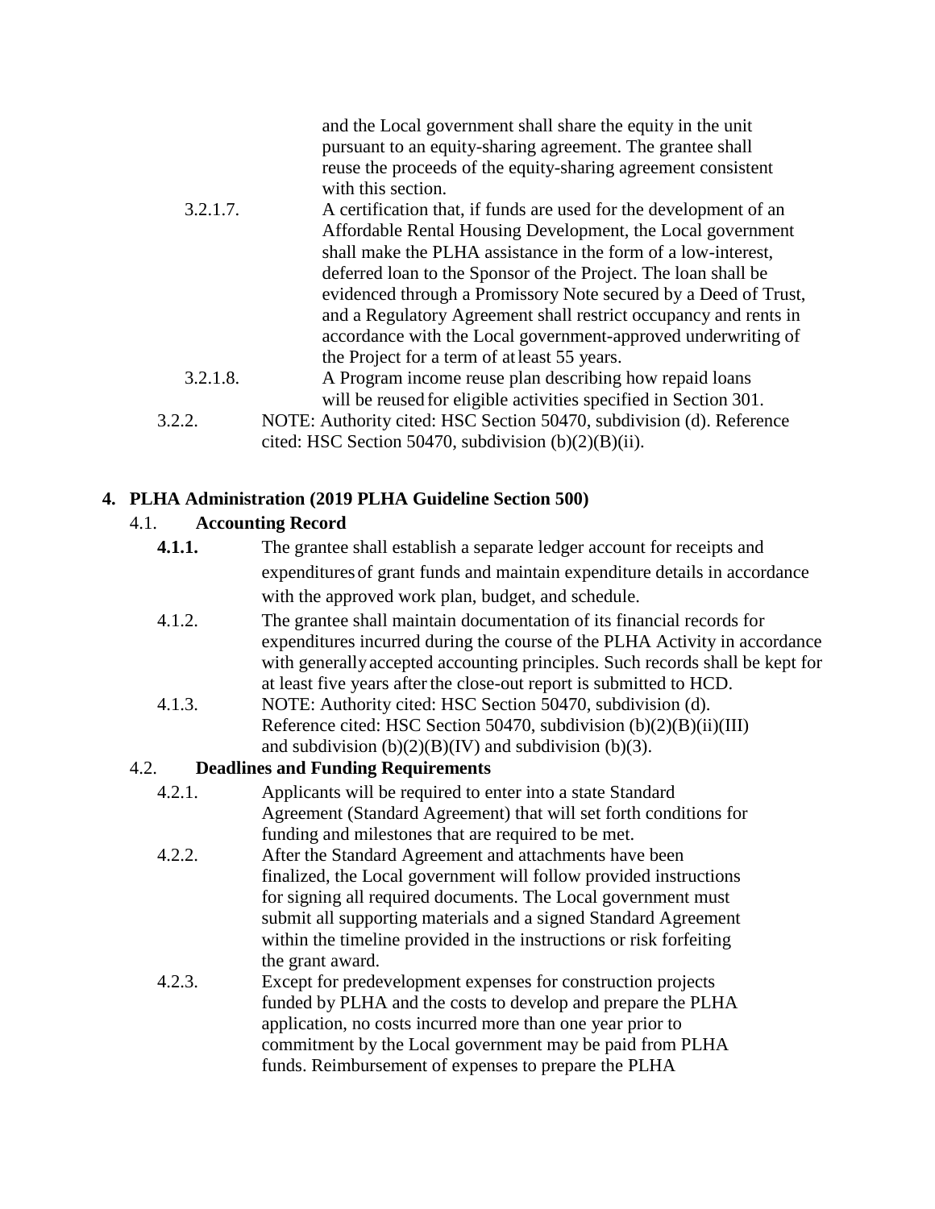and the Local government shall share the equity in the unit pursuant to an equity-sharing agreement. The grantee shall reuse the proceeds of the equity-sharing agreement consistent with this section.

3.2.1.7. A certification that, if funds are used for the development of an Affordable Rental Housing Development, the Local government shall make the PLHA assistance in the form of a low-interest, deferred loan to the Sponsor of the Project. The loan shall be evidenced through a Promissory Note secured by a Deed of Trust, and a Regulatory Agreement shall restrict occupancy and rents in accordance with the Local government-approved underwriting of the Project for a term of at least 55 years.

3.2.1.8. A Program income reuse plan describing how repaid loans will be reused for eligible activities specified in Section 301.

3.2.2. NOTE: Authority cited: HSC Section 50470, subdivision (d). Reference cited: HSC Section 50470, subdivision (b)(2)(B)(ii).

## 4. PLHA Administration (2019 PLHA Guideline Section 500)

### 4.1. Accounting Record

**4.1.1.** The grantee shall establish a separate ledger account for receipts and expenditures of grant funds and maintain expenditure details in accordance with the approved work plan, budget, and schedule.

4.1.2. The grantee shall maintain documentation of its financial records for expenditures incurred during the course of the PLHA Activity in accordance with generally accepted accounting principles. Such records shall be kept for at least five years after the close-out report is submitted to HCD.

4.1.3. NOTE: Authority cited: HSC Section 50470, subdivision (d). Reference cited: HSC Section 50470, subdivision (b)(2)(B)(ii)(III) and subdivision (b)(2)(B)(IV) and subdivision (b)(3).

### 4.2. Deadlines and Funding Requirements

4.2.1. Applicants will be required to enter into a state Standard Agreement (Standard Agreement) that will set forth conditions for funding and milestones that are required to be met.

4.2.2. After the Standard Agreement and attachments have been finalized, the Local government will follow provided instructions for signing all required documents. The Local government must submit all supporting materials and a signed Standard Agreement within the timeline provided in the instructions or risk forfeiting the grant award.

4.2.3. Except for predevelopment expenses for construction projects funded by PLHA and the costs to develop and prepare the PLHA application, no costs incurred more than one year prior to commitment by the Local government may be paid from PLHA funds. Reimbursement of expenses to prepare the PLHA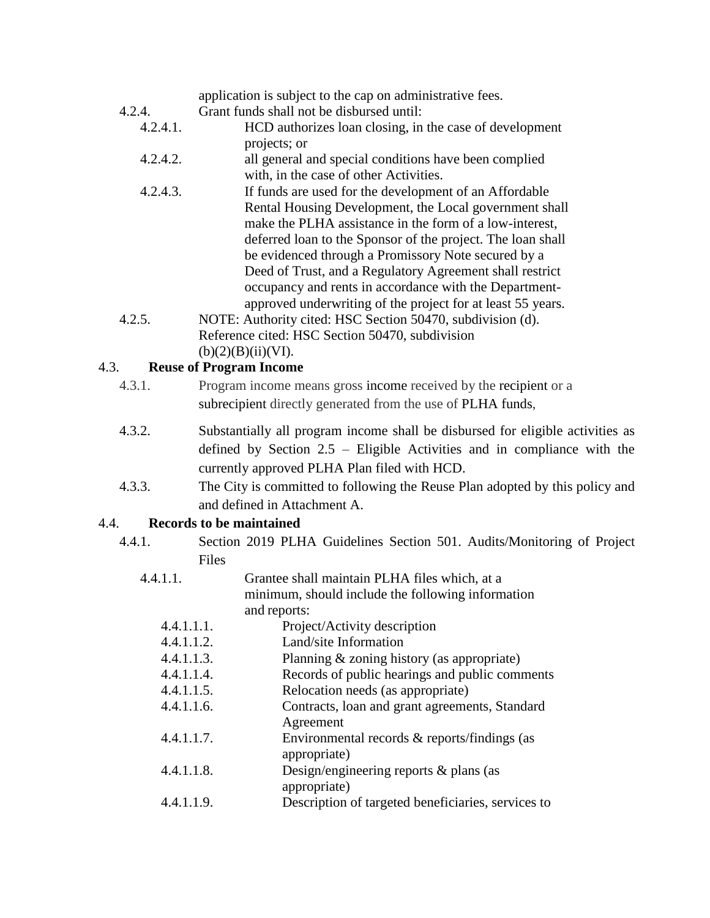application is subject to the cap on administrative fees.

4.2.4. Grant funds shall not be disbursed until:

4.2.4.1. HCD authorizes loan closing, in the case of development projects; or

4.2.4.2. all general and special conditions have been complied with, in the case of other Activities.

4.2.4.3. If funds are used for the development of an Affordable Rental Housing Development, the Local government shall make the PLHA assistance in the form of a low-interest, deferred loan to the Sponsor of the project. The loan shall be evidenced through a Promissory Note secured by a Deed of Trust, and a Regulatory Agreement shall restrict occupancy and rents in accordance with the Department-approved underwriting of the project for at least 55 years.

4.2.5. NOTE: Authority cited: HSC Section 50470, subdivision (d). Reference cited: HSC Section 50470, subdivision (b)(2)(B)(ii)(VI).

### 4.3. Reuse of Program Income

4.3.1. Program income means gross income received by the recipient or a subrecipient directly generated from the use of PLHA funds,

4.3.2. Substantially all program income shall be disbursed for eligible activities as defined by Section 2.5 – Eligible Activities and in compliance with the currently approved PLHA Plan filed with HCD.

4.3.3. The City is committed to following the Reuse Plan adopted by this policy and and defined in Attachment A.

### 4.4. Records to be maintained

4.4.1. Section 2019 PLHA Guidelines Section 501. Audits/Monitoring of Project Files

4.4.1.1. Grantee shall maintain PLHA files which, at a minimum, should include the following information and reports:

4.4.1.1.1. Project/Activity description

4.4.1.1.2. Land/site Information

4.4.1.1.3. Planning & zoning history (as appropriate)

4.4.1.1.4. Records of public hearings and public comments

4.4.1.1.5. Relocation needs (as appropriate)

4.4.1.1.6. Contracts, loan and grant agreements, Standard Agreement

4.4.1.1.7. Environmental records & reports/findings (as appropriate)

4.4.1.1.8. Design/engineering reports & plans (as appropriate)

4.4.1.1.9. Description of targeted beneficiaries, services to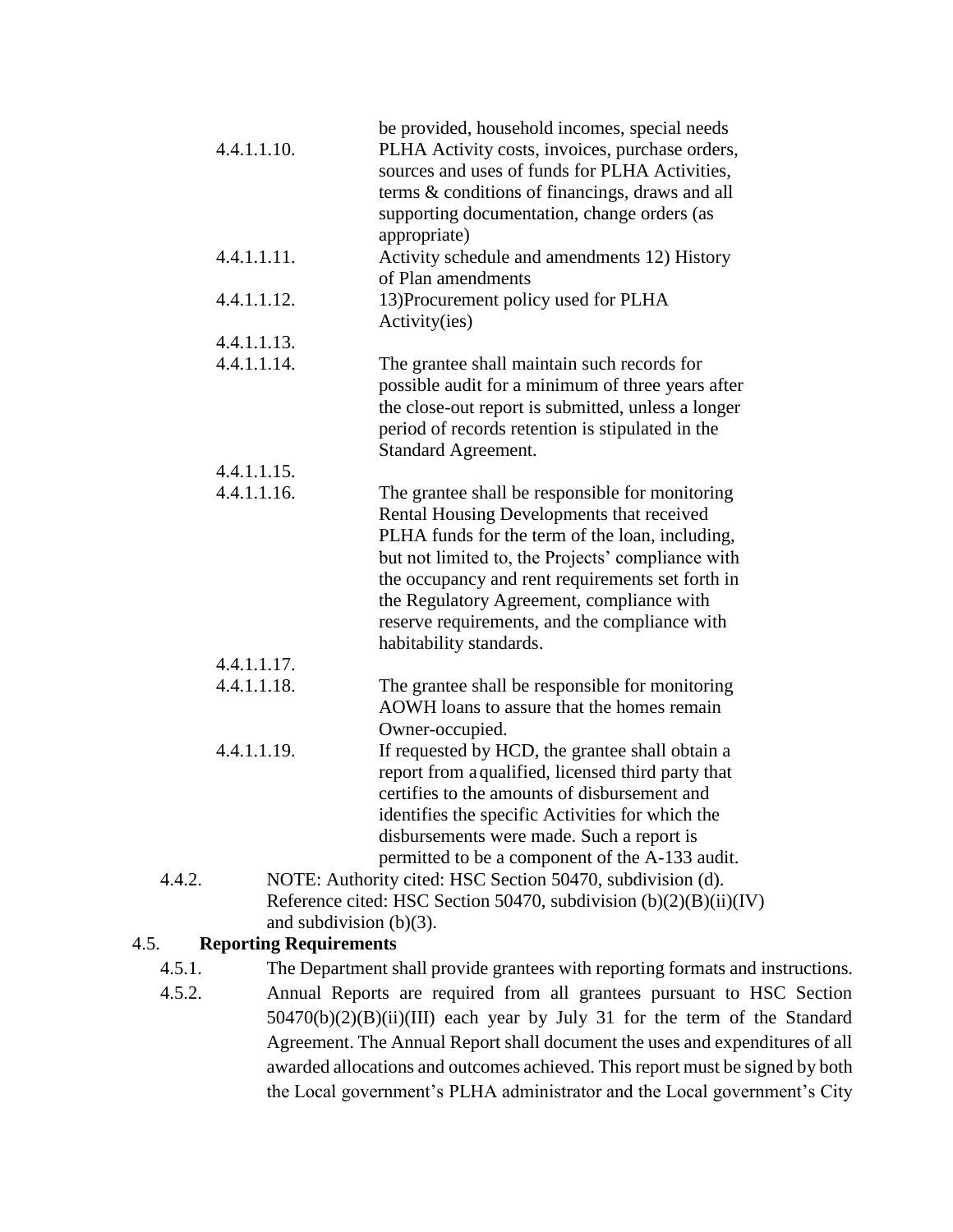be provided, household incomes, special needs

4.4.1.1.10. PLHA Activity costs, invoices, purchase orders, sources and uses of funds for PLHA Activities, terms & conditions of financings, draws and all supporting documentation, change orders (as appropriate)

4.4.1.1.11. Activity schedule and amendments 12) History of Plan amendments

4.4.1.1.12. 13)Procurement policy used for PLHA Activity(ies)

4.4.1.1.13.

4.4.1.1.14. The grantee shall maintain such records for possible audit for a minimum of three years after the close-out report is submitted, unless a longer period of records retention is stipulated in the Standard Agreement.

4.4.1.1.15.

4.4.1.1.16. The grantee shall be responsible for monitoring Rental Housing Developments that received PLHA funds for the term of the loan, including, but not limited to, the Projects' compliance with the occupancy and rent requirements set forth in the Regulatory Agreement, compliance with reserve requirements, and the compliance with habitability standards.

4.4.1.1.17.

4.4.1.1.18. The grantee shall be responsible for monitoring AOWH loans to assure that the homes remain Owner-occupied.

4.4.1.1.19. If requested by HCD, the grantee shall obtain a report from a qualified, licensed third party that certifies to the amounts of disbursement and identifies the specific Activities for which the disbursements were made. Such a report is permitted to be a component of the A-133 audit.

4.4.2. NOTE: Authority cited: HSC Section 50470, subdivision (d). Reference cited: HSC Section 50470, subdivision (b)(2)(B)(ii)(IV) and subdivision (b)(3).

## 4.5. Reporting Requirements

4.5.1. The Department shall provide grantees with reporting formats and instructions.

4.5.2. Annual Reports are required from all grantees pursuant to HSC Section 50470(b)(2)(B)(ii)(III) each year by July 31 for the term of the Standard Agreement. The Annual Report shall document the uses and expenditures of all awarded allocations and outcomes achieved. This report must be signed by both the Local government's PLHA administrator and the Local government's City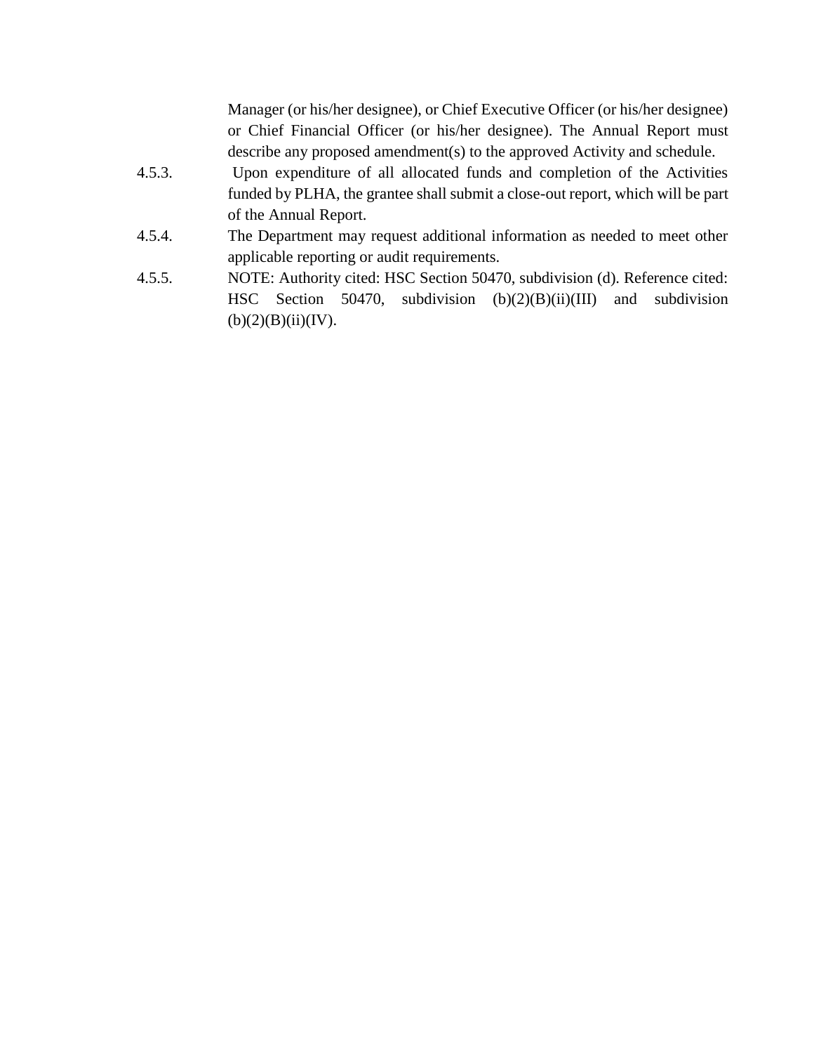Manager (or his/her designee), or Chief Executive Officer (or his/her designee) or Chief Financial Officer (or his/her designee). The Annual Report must describe any proposed amendment(s) to the approved Activity and schedule.

4.5.3. Upon expenditure of all allocated funds and completion of the Activities funded by PLHA, the grantee shall submit a close-out report, which will be part of the Annual Report.

4.5.4. The Department may request additional information as needed to meet other applicable reporting or audit requirements.

4.5.5. NOTE: Authority cited: HSC Section 50470, subdivision (d). Reference cited: HSC Section 50470, subdivision (b)(2)(B)(ii)(III) and subdivision (b)(2)(B)(ii)(IV).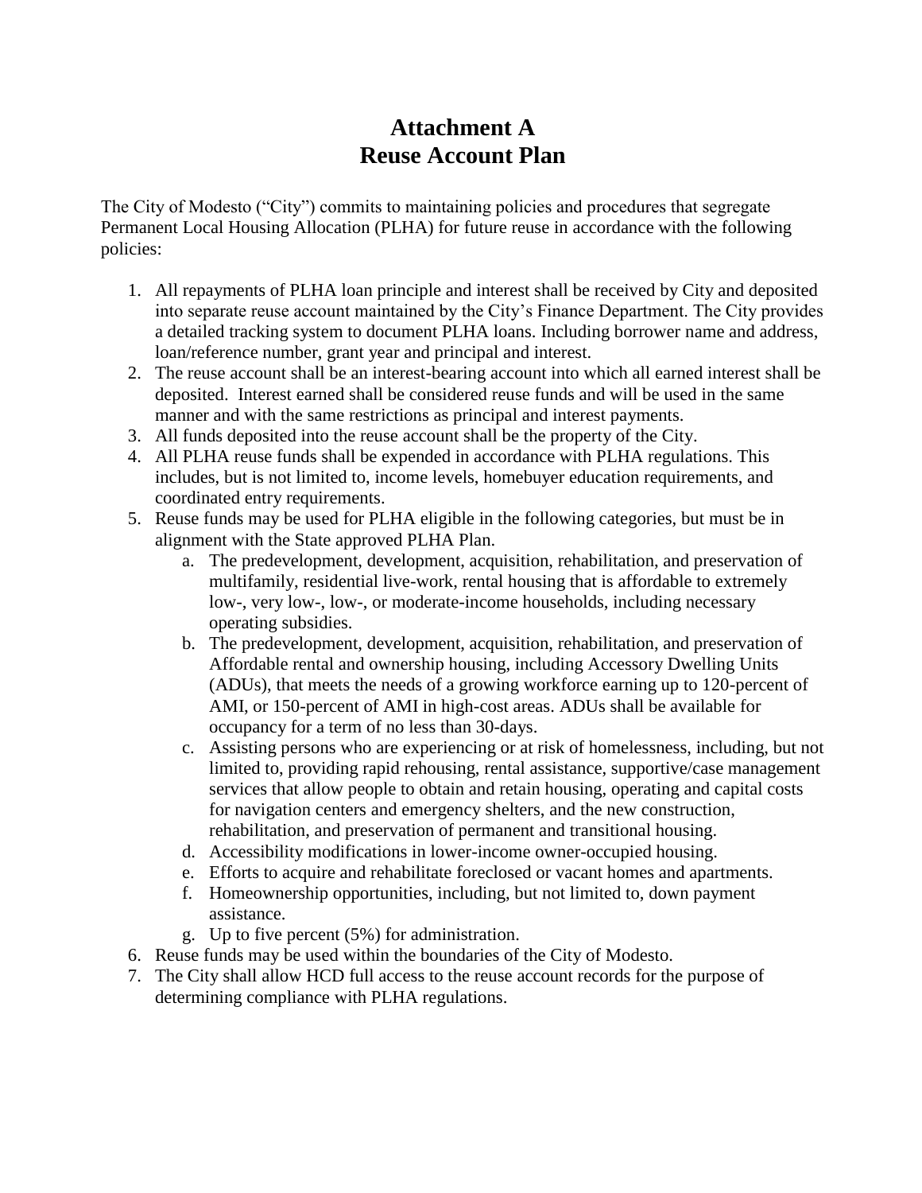# Attachment A
# Reuse Account Plan

The City of Modesto ("City") commits to maintaining policies and procedures that segregate Permanent Local Housing Allocation (PLHA) for future reuse in accordance with the following policies:

1. All repayments of PLHA loan principle and interest shall be received by City and deposited into separate reuse account maintained by the City's Finance Department. The City provides a detailed tracking system to document PLHA loans. Including borrower name and address, loan/reference number, grant year and principal and interest.
2. The reuse account shall be an interest-bearing account into which all earned interest shall be deposited. Interest earned shall be considered reuse funds and will be used in the same manner and with the same restrictions as principal and interest payments.
3. All funds deposited into the reuse account shall be the property of the City.
4. All PLHA reuse funds shall be expended in accordance with PLHA regulations. This includes, but is not limited to, income levels, homebuyer education requirements, and coordinated entry requirements.
5. Reuse funds may be used for PLHA eligible in the following categories, but must be in alignment with the State approved PLHA Plan.
   a. The predevelopment, development, acquisition, rehabilitation, and preservation of multifamily, residential live-work, rental housing that is affordable to extremely low-, very low-, low-, or moderate-income households, including necessary operating subsidies.
   b. The predevelopment, development, acquisition, rehabilitation, and preservation of Affordable rental and ownership housing, including Accessory Dwelling Units (ADUs), that meets the needs of a growing workforce earning up to 120-percent of AMI, or 150-percent of AMI in high-cost areas. ADUs shall be available for occupancy for a term of no less than 30-days.
   c. Assisting persons who are experiencing or at risk of homelessness, including, but not limited to, providing rapid rehousing, rental assistance, supportive/case management services that allow people to obtain and retain housing, operating and capital costs for navigation centers and emergency shelters, and the new construction, rehabilitation, and preservation of permanent and transitional housing.
   d. Accessibility modifications in lower-income owner-occupied housing.
   e. Efforts to acquire and rehabilitate foreclosed or vacant homes and apartments.
   f. Homeownership opportunities, including, but not limited to, down payment assistance.
   g. Up to five percent (5%) for administration.
6. Reuse funds may be used within the boundaries of the City of Modesto.
7. The City shall allow HCD full access to the reuse account records for the purpose of determining compliance with PLHA regulations.